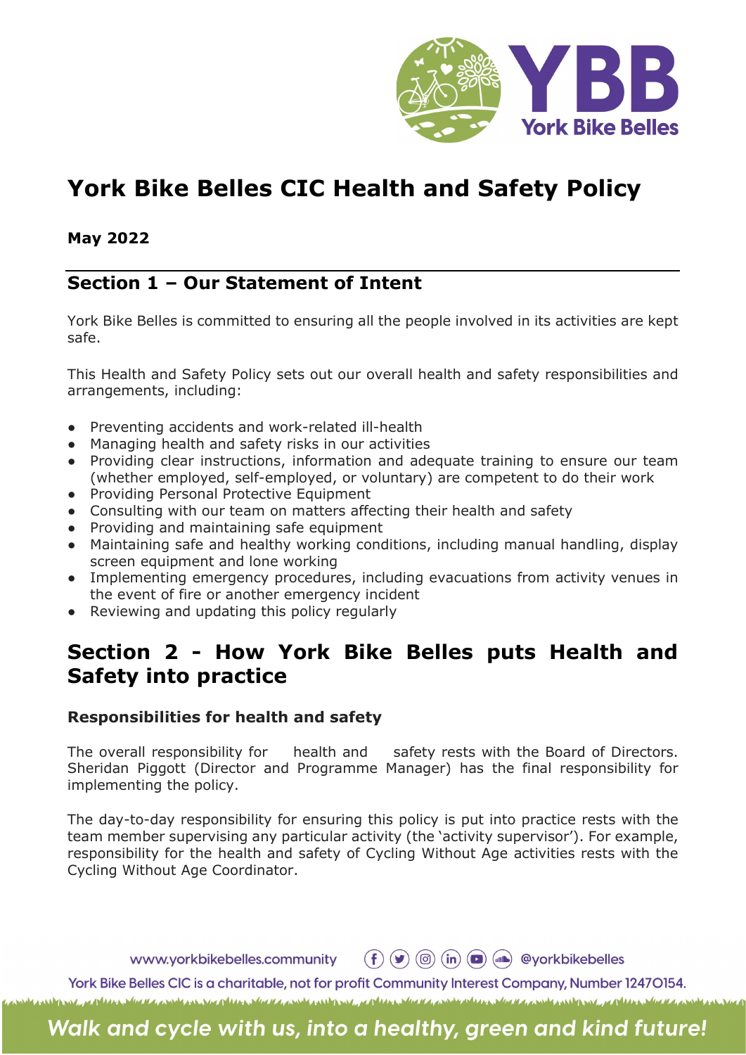# York Bike Belles CIC Health and Safety Policy

**May 2022**

## Section 1 – Our Statement of Intent

York Bike Belles is committed to ensuring all the people involved in its activities are kept safe.

This Health and Safety Policy sets out our overall health and safety responsibilities and arrangements, including:

- Preventing accidents and work-related ill-health
- Managing health and safety risks in our activities
- Providing clear instructions, information and adequate training to ensure our team (whether employed, self-employed, or voluntary) are competent to do their work
- Providing Personal Protective Equipment
- Consulting with our team on matters affecting their health and safety
- Providing and maintaining safe equipment
- Maintaining safe and healthy working conditions, including manual handling, display screen equipment and lone working
- Implementing emergency procedures, including evacuations from activity venues in the event of fire or another emergency incident
- Reviewing and updating this policy regularly

## Section 2 - How York Bike Belles puts Health and Safety into practice

### Responsibilities for health and safety

The overall responsibility for health and safety rests with the Board of Directors. Sheridan Piggott (Director and Programme Manager) has the final responsibility for implementing the policy.

The day-to-day responsibility for ensuring this policy is put into practice rests with the team member supervising any particular activity (the 'activity supervisor'). For example, responsibility for the health and safety of Cycling Without Age activities rests with the Cycling Without Age Coordinator.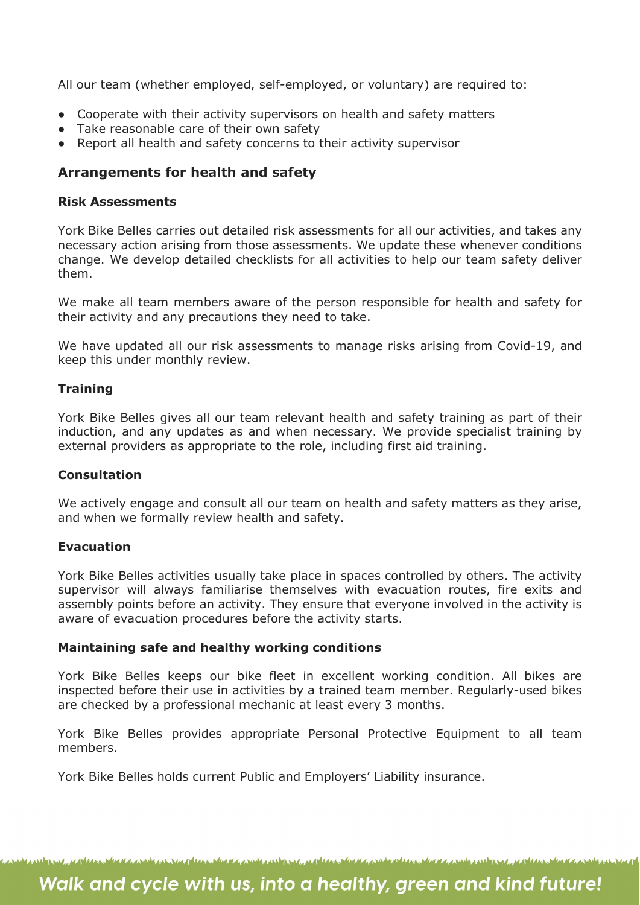All our team (whether employed, self-employed, or voluntary) are required to:

- Cooperate with their activity supervisors on health and safety matters
- Take reasonable care of their own safety
- Report all health and safety concerns to their activity supervisor

## Arrangements for health and safety

### Risk Assessments

York Bike Belles carries out detailed risk assessments for all our activities, and takes any necessary action arising from those assessments. We update these whenever conditions change. We develop detailed checklists for all activities to help our team safety deliver them.

We make all team members aware of the person responsible for health and safety for their activity and any precautions they need to take.

We have updated all our risk assessments to manage risks arising from Covid-19, and keep this under monthly review.

### Training

York Bike Belles gives all our team relevant health and safety training as part of their induction, and any updates as and when necessary. We provide specialist training by external providers as appropriate to the role, including first aid training.

### Consultation

We actively engage and consult all our team on health and safety matters as they arise, and when we formally review health and safety.

### Evacuation

York Bike Belles activities usually take place in spaces controlled by others. The activity supervisor will always familiarise themselves with evacuation routes, fire exits and assembly points before an activity. They ensure that everyone involved in the activity is aware of evacuation procedures before the activity starts.

### Maintaining safe and healthy working conditions

York Bike Belles keeps our bike fleet in excellent working condition. All bikes are inspected before their use in activities by a trained team member. Regularly-used bikes are checked by a professional mechanic at least every 3 months.

York Bike Belles provides appropriate Personal Protective Equipment to all team members.

York Bike Belles holds current Public and Employers' Liability insurance.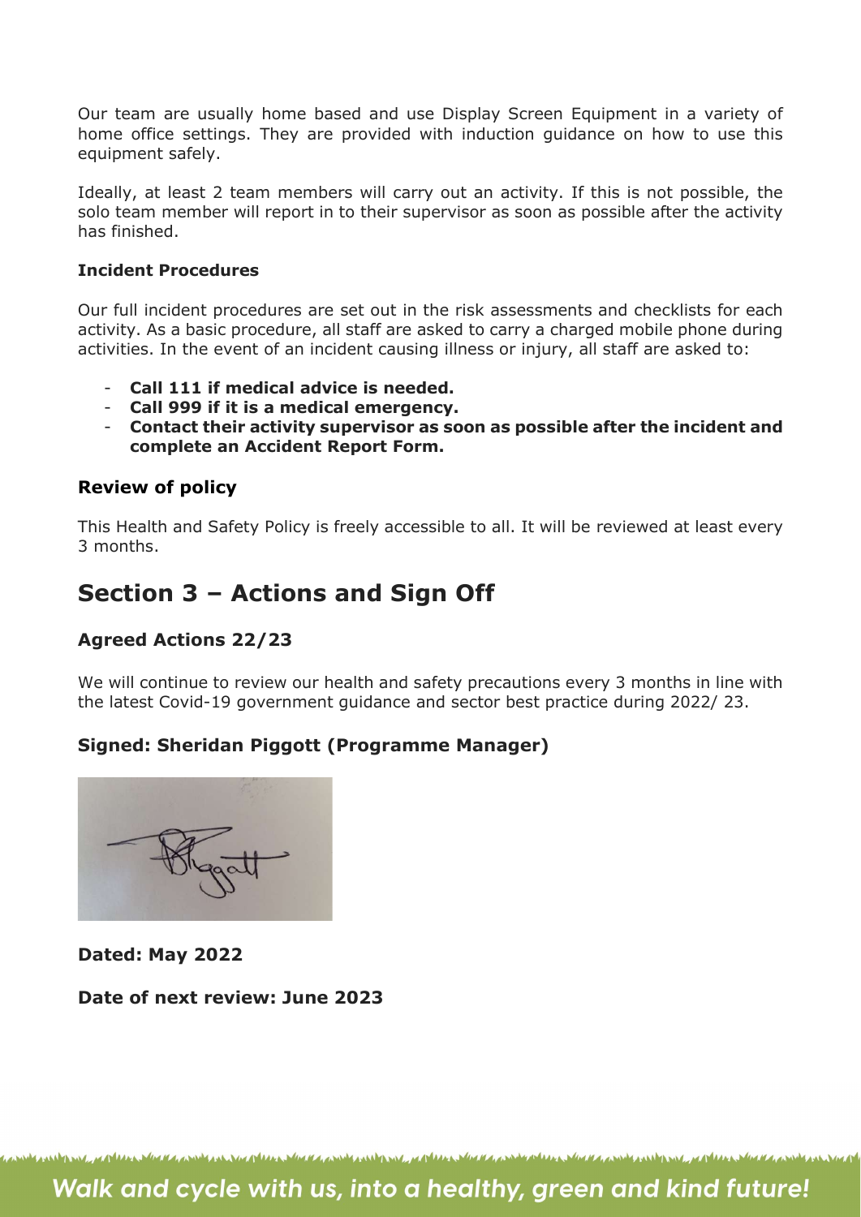Our team are usually home based and use Display Screen Equipment in a variety of home office settings. They are provided with induction guidance on how to use this equipment safely.

Ideally, at least 2 team members will carry out an activity. If this is not possible, the solo team member will report in to their supervisor as soon as possible after the activity has finished.

**Incident Procedures**

Our full incident procedures are set out in the risk assessments and checklists for each activity. As a basic procedure, all staff are asked to carry a charged mobile phone during activities. In the event of an incident causing illness or injury, all staff are asked to:

- **Call 111 if medical advice is needed.**
- **Call 999 if it is a medical emergency.**
- **Contact their activity supervisor as soon as possible after the incident and complete an Accident Report Form.**

### Review of policy

This Health and Safety Policy is freely accessible to all. It will be reviewed at least every 3 months.

## Section 3 – Actions and Sign Off

### Agreed Actions 22/23

We will continue to review our health and safety precautions every 3 months in line with the latest Covid-19 government guidance and sector best practice during 2022/ 23.

### Signed: Sheridan Piggott (Programme Manager)

**Dated: May 2022**

**Date of next review: June 2023**

*Walk and cycle with us, into a healthy, green and kind future!*